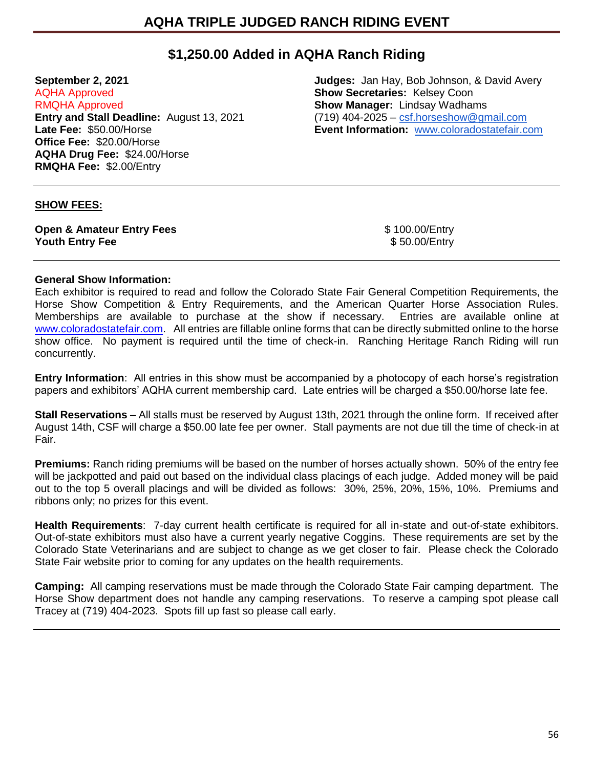# AQHA TRIPLE JUDGED RANCH RIDING EVENT

## $1,250.00 Added in AQHA Ranch Riding

**September 2, 2021**
AQHA Approved
RMQHA Approved
**Entry and Stall Deadline:** August 13, 2021
**Late Fee:** $50.00/Horse
**Office Fee:** $20.00/Horse
**AQHA Drug Fee:** $24.00/Horse
**RMQHA Fee:** $2.00/Entry

**Judges:** Jan Hay, Bob Johnson, & David Avery
**Show Secretaries:** Kelsey Coon
**Show Manager:** Lindsay Wadhams
(719) 404-2025 – csf.horseshow@gmail.com
**Event Information:** www.coloradostatefair.com

**SHOW FEES:**

| | |
|---|---|
| **Open & Amateur Entry Fees** | $ 100.00/Entry |
| **Youth Entry Fee** | $ 50.00/Entry |

**General Show Information:**
Each exhibitor is required to read and follow the Colorado State Fair General Competition Requirements, the Horse Show Competition & Entry Requirements, and the American Quarter Horse Association Rules. Memberships are available to purchase at the show if necessary. Entries are available online at www.coloradostatefair.com. All entries are fillable online forms that can be directly submitted online to the horse show office. No payment is required until the time of check-in. Ranching Heritage Ranch Riding will run concurrently.

**Entry Information**: All entries in this show must be accompanied by a photocopy of each horse's registration papers and exhibitors' AQHA current membership card. Late entries will be charged a $50.00/horse late fee.

**Stall Reservations** – All stalls must be reserved by August 13th, 2021 through the online form. If received after August 14th, CSF will charge a $50.00 late fee per owner. Stall payments are not due till the time of check-in at Fair.

**Premiums:** Ranch riding premiums will be based on the number of horses actually shown. 50% of the entry fee will be jackpotted and paid out based on the individual class placings of each judge. Added money will be paid out to the top 5 overall placings and will be divided as follows: 30%, 25%, 20%, 15%, 10%. Premiums and ribbons only; no prizes for this event.

**Health Requirements**: 7-day current health certificate is required for all in-state and out-of-state exhibitors. Out-of-state exhibitors must also have a current yearly negative Coggins. These requirements are set by the Colorado State Veterinarians and are subject to change as we get closer to fair. Please check the Colorado State Fair website prior to coming for any updates on the health requirements.

**Camping:** All camping reservations must be made through the Colorado State Fair camping department. The Horse Show department does not handle any camping reservations. To reserve a camping spot please call Tracey at (719) 404-2023. Spots fill up fast so please call early.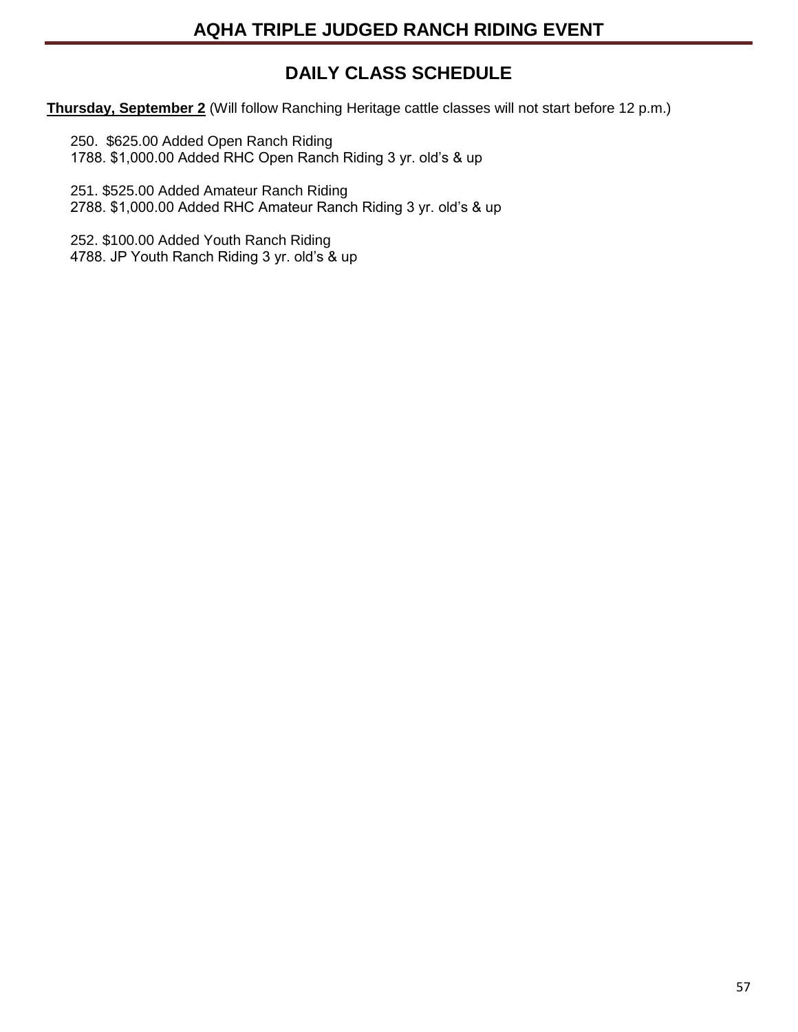# AQHA TRIPLE JUDGED RANCH RIDING EVENT

## DAILY CLASS SCHEDULE

**Thursday, September 2** (Will follow Ranching Heritage cattle classes will not start before 12 p.m.)

250. $625.00 Added Open Ranch Riding
1788. $1,000.00 Added RHC Open Ranch Riding 3 yr. old's & up

251. $525.00 Added Amateur Ranch Riding
2788. $1,000.00 Added RHC Amateur Ranch Riding 3 yr. old's & up

252. $100.00 Added Youth Ranch Riding
4788. JP Youth Ranch Riding 3 yr. old's & up